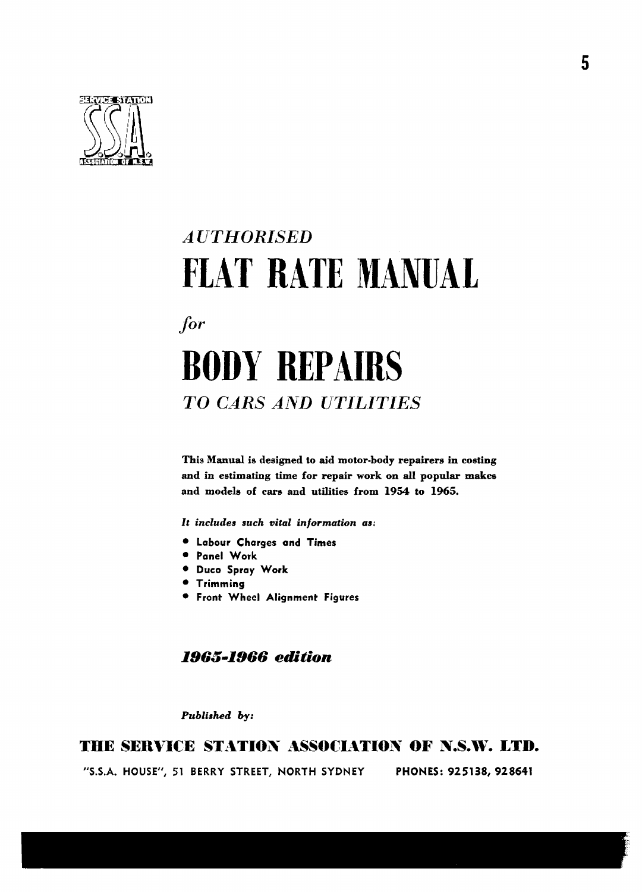*AUTHORISED*

# FLAT RATE MANUAL

*for*

# BODY REPAIRS

## *TO CARS AND UTILITIES*

**This Manual is designed to aid motor-body repairers in costing and in estimating time for repair work on all popular makes and models of cars and utilities from 1954 to 1965.**

***It includes such vital information as:***

- **Labour Charges and Times**
- **Panel Work**
- **Duco Spray Work**
- **Trimming**
- **Front Wheel Alignment Figures**

***1965-1966 edition***

***Published by:***

**THE SERVICE STATION ASSOCIATION OF N.S.W. LTD.**

**"S.S.A. HOUSE", 51 BERRY STREET, NORTH SYDNEY PHONES: 925138, 928641**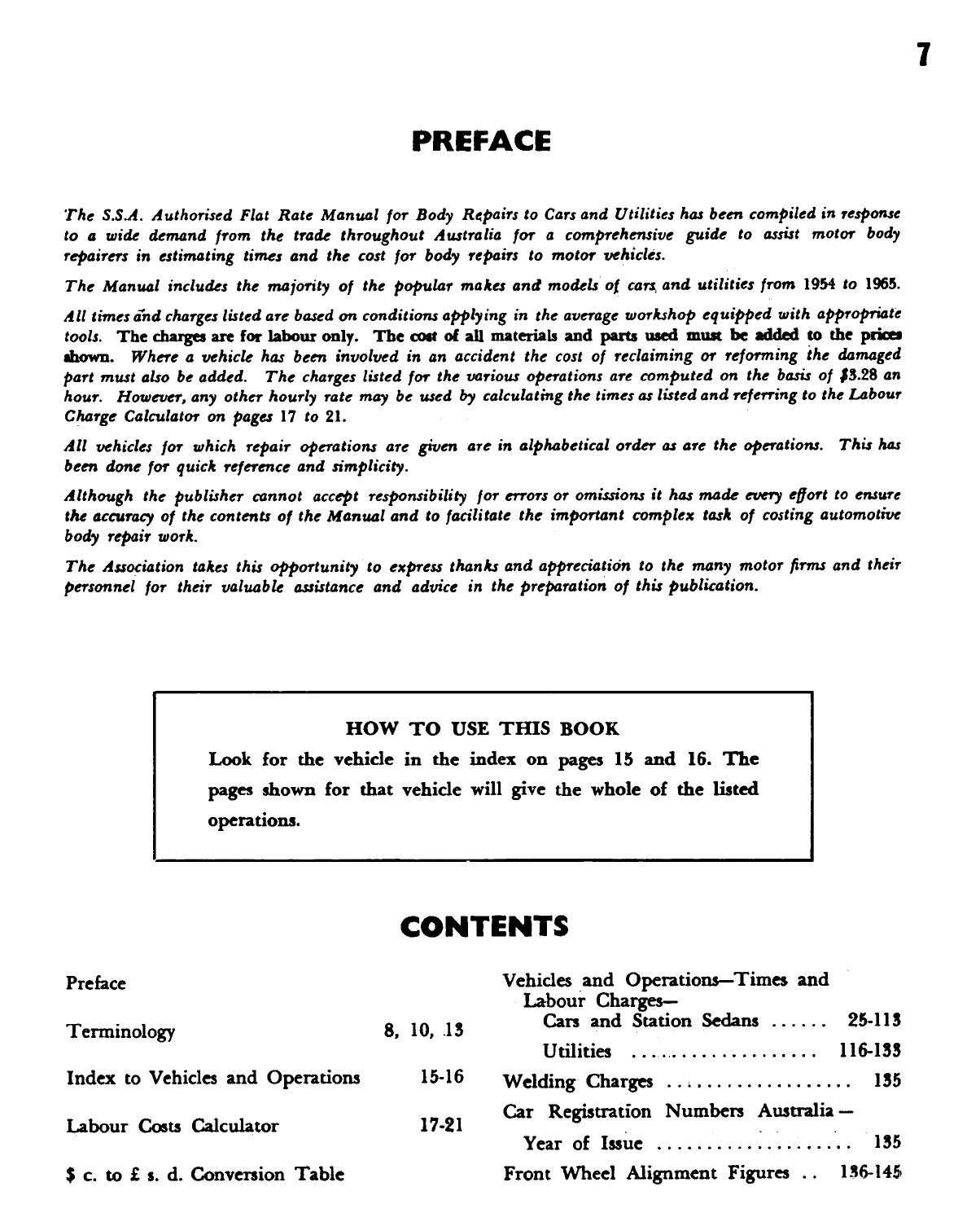# PREFACE

*The S.S.A. Authorised Flat Rate Manual for Body Repairs to Cars and Utilities has been compiled in response to a wide demand from the trade throughout Australia for a comprehensive guide to assist motor body repairers in estimating times and the cost for body repairs to motor vehicles.*

*The Manual includes the majority of the popular makes and models of cars and utilities from 1954 to 1965.*

*All times and charges listed are based on conditions applying in the average workshop equipped with appropriate tools.* **The charges are for labour only. The cost of all materials and parts used must be added to the prices shown.** *Where a vehicle has been involved in an accident the cost of reclaiming or reforming the damaged part must also be added. The charges listed for the various operations are computed on the basis of $3.28 an hour. However, any other hourly rate may be used by calculating the times as listed and referring to the Labour Charge Calculator on pages 17 to 21.*

*All vehicles for which repair operations are given are in alphabetical order as are the operations. This has been done for quick reference and simplicity.*

*Although the publisher cannot accept responsibility for errors or omissions it has made every effort to ensure the accuracy of the contents of the Manual and to facilitate the important complex task of costing automotive body repair work.*

*The Association takes this opportunity to express thanks and appreciation to the many motor firms and their personnel for their valuable assistance and advice in the preparation of this publication.*

> **HOW TO USE THIS BOOK**
>
> Look for the vehicle in the index on pages 15 and 16. The pages shown for that vehicle will give the whole of the listed operations.

# CONTENTS

| | |
|---|---|
| Preface | |
| Terminology | 8, 10, 13 |
| Index to Vehicles and Operations | 15-16 |
| Labour Costs Calculator | 17-21 |
| $ c. to £ s. d. Conversion Table | |
| Vehicles and Operations—Times and Labour Charges— | |
| Cars and Station Sedans | 25-113 |
| Utilities | 116-133 |
| Welding Charges | 135 |
| Car Registration Numbers Australia—Year of Issue | 135 |
| Front Wheel Alignment Figures | 136-145 |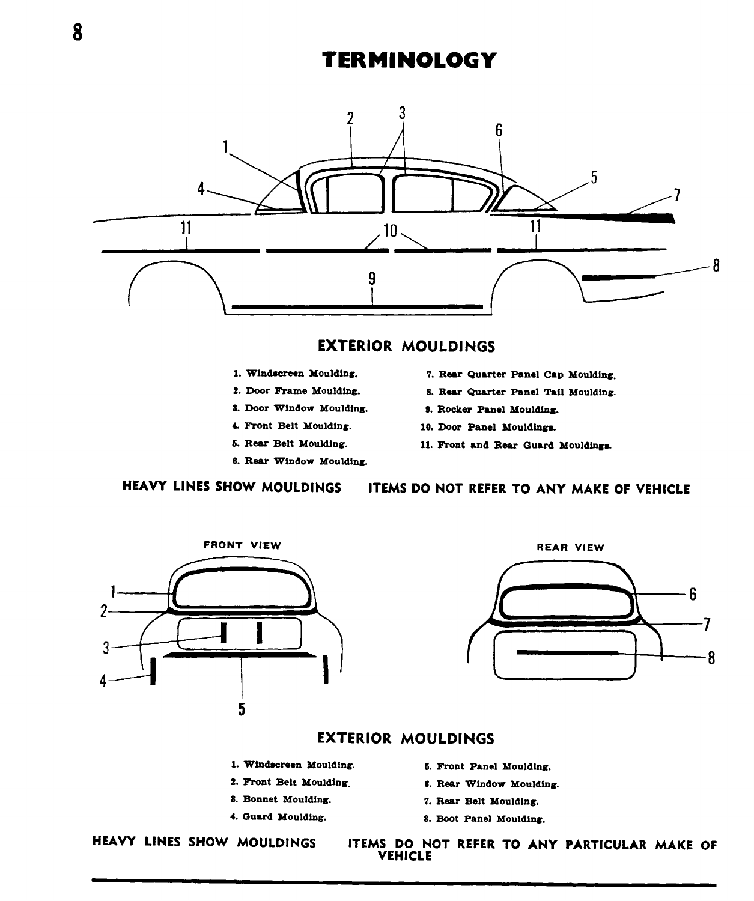# TERMINOLOGY

## EXTERIOR MOULDINGS

1. Windscreen Moulding.
2. Door Frame Moulding.
3. Door Window Moulding.
4. Front Belt Moulding.
5. Rear Belt Moulding.
6. Rear Window Moulding.
7. Rear Quarter Panel Cap Moulding.
8. Rear Quarter Panel Tail Moulding.
9. Rocker Panel Moulding.
10. Door Panel Mouldings.
11. Front and Rear Guard Mouldings.

**HEAVY LINES SHOW MOULDINGS** **ITEMS DO NOT REFER TO ANY MAKE OF VEHICLE**

FRONT VIEW

REAR VIEW

## EXTERIOR MOULDINGS

1. Windscreen Moulding.
2. Front Belt Moulding.
3. Bonnet Moulding.
4. Guard Moulding.
5. Front Panel Moulding.
6. Rear Window Moulding.
7. Rear Belt Moulding.
8. Boot Panel Moulding.

**HEAVY LINES SHOW MOULDINGS** **ITEMS DO NOT REFER TO ANY PARTICULAR MAKE OF VEHICLE**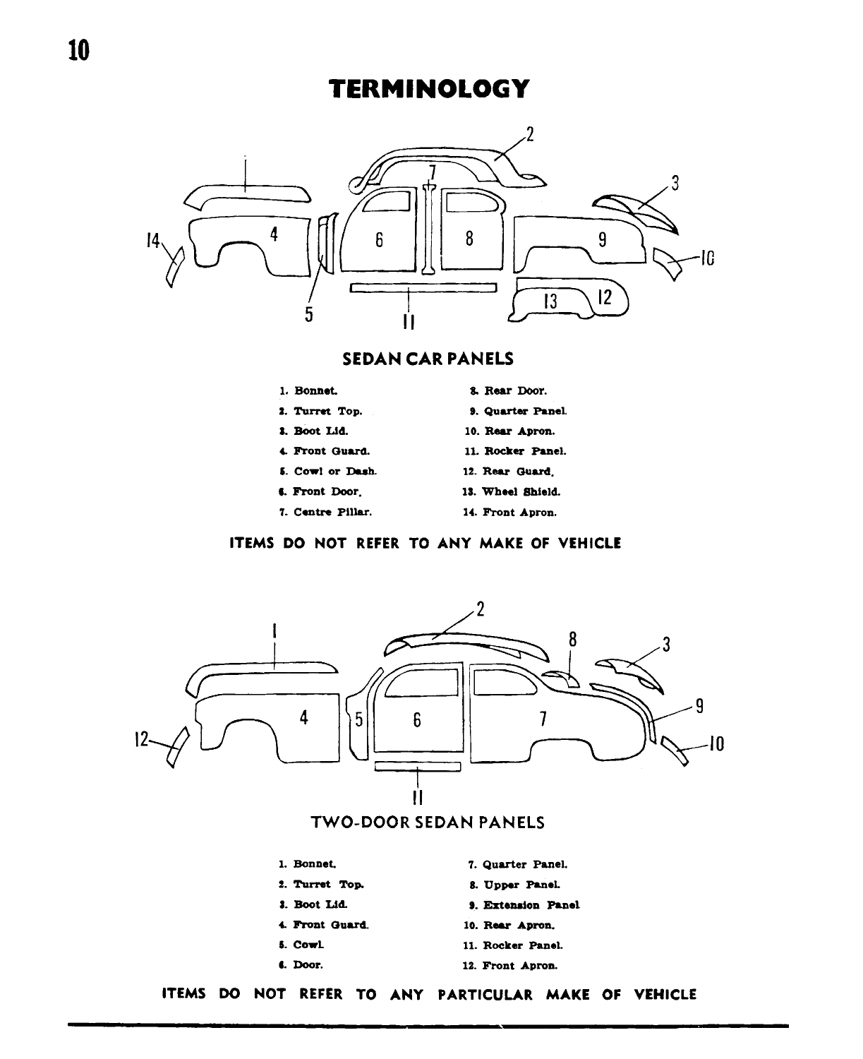# TERMINOLOGY

## SEDAN CAR PANELS

1. Bonnet.
2. Turret Top.
3. Boot Lid.
4. Front Guard.
5. Cowl or Dash.
6. Front Door.
7. Centre Pillar.
8. Rear Door.
9. Quarter Panel.
10. Rear Apron.
11. Rocker Panel.
12. Rear Guard.
13. Wheel Shield.
14. Front Apron.

**ITEMS DO NOT REFER TO ANY MAKE OF VEHICLE**

## TWO-DOOR SEDAN PANELS

1. Bonnet.
2. Turret Top.
3. Boot Lid.
4. Front Guard.
5. Cowl.
6. Door.
7. Quarter Panel.
8. Upper Panel.
9. Extension Panel.
10. Rear Apron.
11. Rocker Panel.
12. Front Apron.

**ITEMS DO NOT REFER TO ANY PARTICULAR MAKE OF VEHICLE**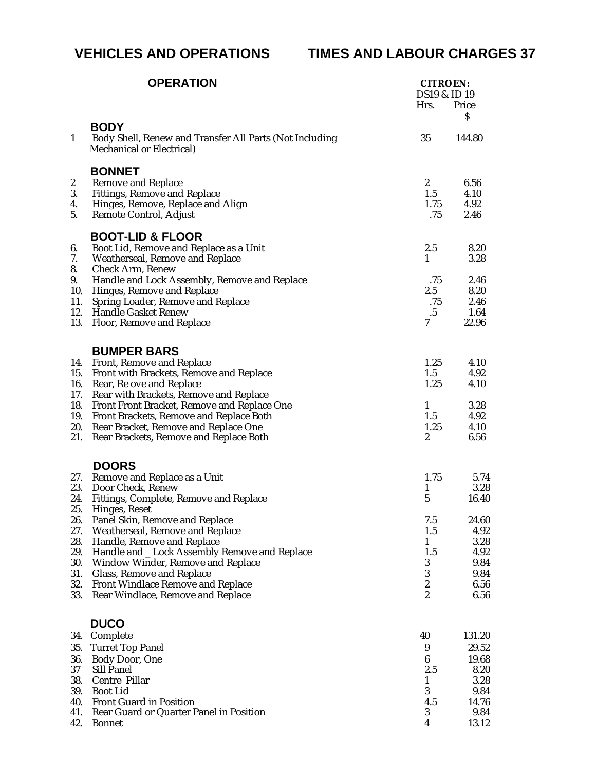# VEHICLES AND OPERATIONS TIMES AND LABOUR CHARGES 37

| | OPERATION | CITROEN: DS19 & ID 19 Hrs. | Price $ |
|---|---|---|---|
| | **BODY** | | |
| 1 | Body Shell, Renew and Transfer All Parts (Not Including Mechanical or Electrical) | 35 | 144.80 |
| | **BONNET** | | |
| 2 | Remove and Replace | 2 | 6.56 |
| 3. | Fittings, Remove and Replace | 1.5 | 4.10 |
| 4. | Hinges, Remove, Replace and Align | 1.75 | 4.92 |
| 5. | Remote Control, Adjust | .75 | 2.46 |
| | **BOOT-LID & FLOOR** | | |
| 6. | Boot Lid, Remove and Replace as a Unit | 2.5 | 8.20 |
| 7. | Weatherseal, Remove and Replace | 1 | 3.28 |
| 8. | Check Arm, Renew | | |
| 9. | Handle and Lock Assembly, Remove and Replace | .75 | 2.46 |
| 10. | Hinges, Remove and Replace | 2.5 | 8.20 |
| 11. | Spring Loader, Remove and Replace | .75 | 2.46 |
| 12. | Handle Gasket Renew | .5 | 1.64 |
| 13. | Floor, Remove and Replace | 7 | 22.96 |
| | **BUMPER BARS** | | |
| 14. | Front, Remove and Replace | 1.25 | 4.10 |
| 15. | Front with Brackets, Remove and Replace | 1.5 | 4.92 |
| 16. | Rear, Re ove and Replace | 1.25 | 4.10 |
| 17. | Rear with Brackets, Remove and Replace | | |
| 18. | Front Front Bracket, Remove and Replace One | 1 | 3.28 |
| 19. | Front Brackets, Remove and Replace Both | 1.5 | 4.92 |
| 20. | Rear Bracket, Remove and Replace One | 1.25 | 4.10 |
| 21. | Rear Brackets, Remove and Replace Both | 2 | 6.56 |
| | **DOORS** | | |
| 27. | Remove and Replace as a Unit | 1.75 | 5.74 |
| 23. | Door Check, Renew | 1 | 3.28 |
| 24. | Fittings, Complete, Remove and Replace | 5 | 16.40 |
| 25. | Hinges, Reset | | |
| 26. | Panel Skin, Remove and Replace | 7.5 | 24.60 |
| 27. | Weatherseal, Remove and Replace | 1.5 | 4.92 |
| 28. | Handle, Remove and Replace | 1 | 3.28 |
| 29. | Handle and _ Lock Assembly Remove and Replace | 1.5 | 4.92 |
| 30. | Window Winder, Remove and Replace | 3 | 9.84 |
| 31. | Glass, Remove and Replace | 3 | 9.84 |
| 32. | Front Windlace Remove and Replace | 2 | 6.56 |
| 33. | Rear Windlace, Remove and Replace | 2 | 6.56 |
| | **DUCO** | | |
| 34. | Complete | 40 | 131.20 |
| 35. | Turret Top Panel | 9 | 29.52 |
| 36. | Body Door, One | 6 | 19.68 |
| 37 | Sill Panel | 2.5 | 8.20 |
| 38. | Centre Pillar | 1 | 3.28 |
| 39. | Boot Lid | 3 | 9.84 |
| 40. | Front Guard in Position | 4.5 | 14.76 |
| 41. | Rear Guard or Quarter Panel in Position | 3 | 9.84 |
| 42. | Bonnet | 4 | 13.12 |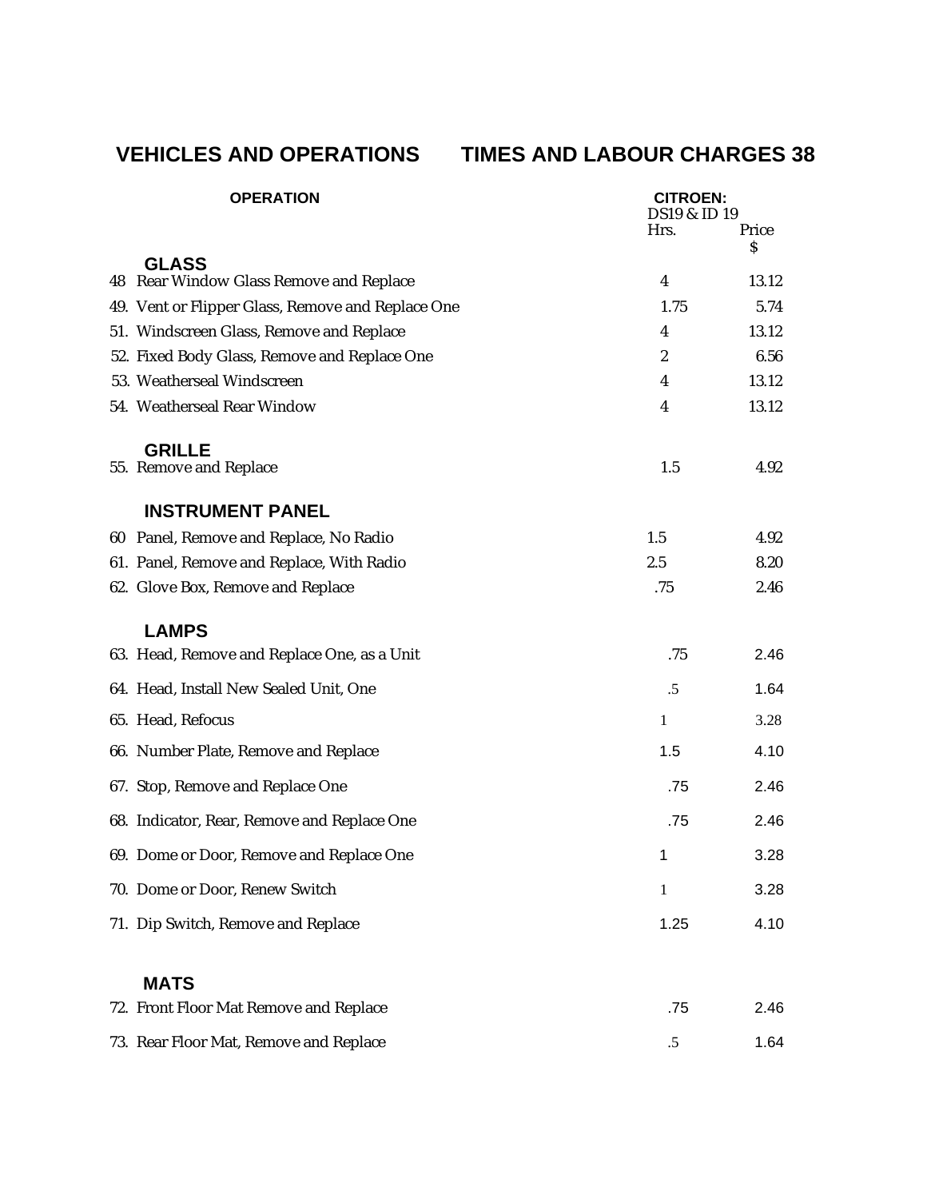# VEHICLES AND OPERATIONS TIMES AND LABOUR CHARGES 38

| OPERATION | CITROEN: DS19 & ID 19 Hrs. | Price $ |
|---|---|---|
| **GLASS** | | |
| 48 Rear Window Glass Remove and Replace | 4 | 13.12 |
| 49. Vent or Flipper Glass, Remove and Replace One | 1.75 | 5.74 |
| 51. Windscreen Glass, Remove and Replace | 4 | 13.12 |
| 52. Fixed Body Glass, Remove and Replace One | 2 | 6.56 |
| 53. Weatherseal Windscreen | 4 | 13.12 |
| 54. Weatherseal Rear Window | 4 | 13.12 |
| **GRILLE** | | |
| 55. Remove and Replace | 1.5 | 4.92 |
| **INSTRUMENT PANEL** | | |
| 60 Panel, Remove and Replace, No Radio | 1.5 | 4.92 |
| 61. Panel, Remove and Replace, With Radio | 2.5 | 8.20 |
| 62. Glove Box, Remove and Replace | .75 | 2.46 |
| **LAMPS** | | |
| 63. Head, Remove and Replace One, as a Unit | .75 | 2.46 |
| 64. Head, Install New Sealed Unit, One | .5 | 1.64 |
| 65. Head, Refocus | 1 | 3.28 |
| 66. Number Plate, Remove and Replace | 1.5 | 4.10 |
| 67. Stop, Remove and Replace One | .75 | 2.46 |
| 68. Indicator, Rear, Remove and Replace One | .75 | 2.46 |
| 69. Dome or Door, Remove and Replace One | 1 | 3.28 |
| 70. Dome or Door, Renew Switch | 1 | 3.28 |
| 71. Dip Switch, Remove and Replace | 1.25 | 4.10 |
| **MATS** | | |
| 72. Front Floor Mat Remove and Replace | .75 | 2.46 |
| 73. Rear Floor Mat, Remove and Replace | .5 | 1.64 |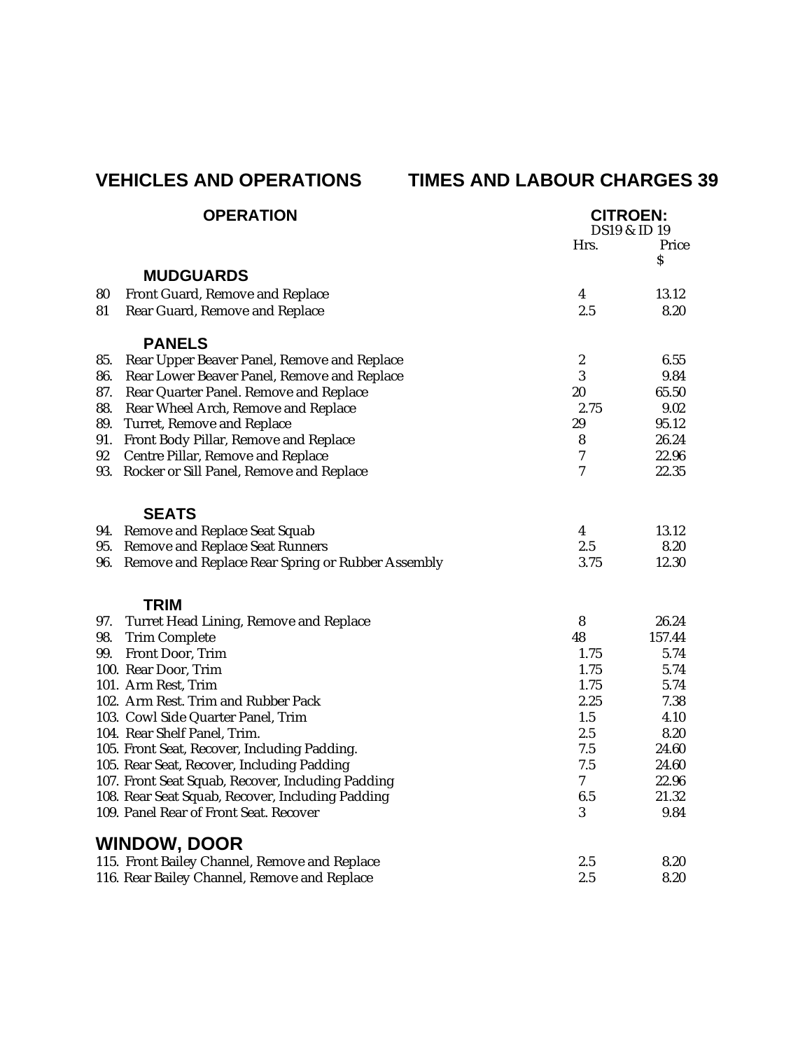## VEHICLES AND OPERATIONS TIMES AND LABOUR CHARGES 39

| OPERATION | CITROEN: DS19 & ID 19 | |
|---|---|---|
| | Hrs. | Price $ |
| **MUDGUARDS** | | |
| 80 Front Guard, Remove and Replace | 4 | 13.12 |
| 81 Rear Guard, Remove and Replace | 2.5 | 8.20 |
| **PANELS** | | |
| 85. Rear Upper Beaver Panel, Remove and Replace | 2 | 6.55 |
| 86. Rear Lower Beaver Panel, Remove and Replace | 3 | 9.84 |
| 87. Rear Quarter Panel. Remove and Replace | 20 | 65.50 |
| 88. Rear Wheel Arch, Remove and Replace | 2.75 | 9.02 |
| 89. Turret, Remove and Replace | 29 | 95.12 |
| 91. Front Body Pillar, Remove and Replace | 8 | 26.24 |
| 92 Centre Pillar, Remove and Replace | 7 | 22.96 |
| 93. Rocker or Sill Panel, Remove and Replace | 7 | 22.35 |
| **SEATS** | | |
| 94. Remove and Replace Seat Squab | 4 | 13.12 |
| 95. Remove and Replace Seat Runners | 2.5 | 8.20 |
| 96. Remove and Replace Rear Spring or Rubber Assembly | 3.75 | 12.30 |
| **TRIM** | | |
| 97. Turret Head Lining, Remove and Replace | 8 | 26.24 |
| 98. Trim Complete | 48 | 157.44 |
| 99. Front Door, Trim | 1.75 | 5.74 |
| 100. Rear Door, Trim | 1.75 | 5.74 |
| 101. Arm Rest, Trim | 1.75 | 5.74 |
| 102. Arm Rest. Trim and Rubber Pack | 2.25 | 7.38 |
| 103. Cowl Side Quarter Panel, Trim | 1.5 | 4.10 |
| 104. Rear Shelf Panel, Trim. | 2.5 | 8.20 |
| 105. Front Seat, Recover, Including Padding. | 7.5 | 24.60 |
| 105. Rear Seat, Recover, Including Padding | 7.5 | 24.60 |
| 107. Front Seat Squab, Recover, Including Padding | 7 | 22.96 |
| 108. Rear Seat Squab, Recover, Including Padding | 6.5 | 21.32 |
| 109. Panel Rear of Front Seat. Recover | 3 | 9.84 |
| **WINDOW, DOOR** | | |
| 115. Front Bailey Channel, Remove and Replace | 2.5 | 8.20 |
| 116. Rear Bailey Channel, Remove and Replace | 2.5 | 8.20 |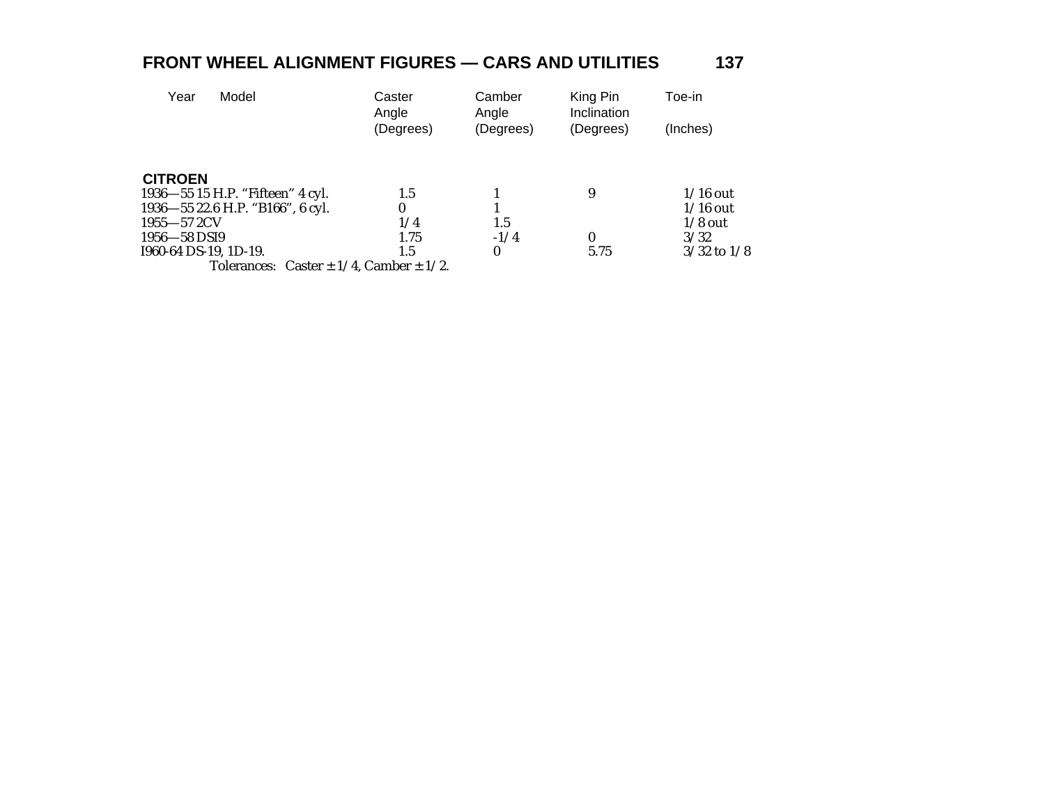# FRONT WHEEL ALIGNMENT FIGURES — CARS AND UTILITIES

| Year | Model | Caster Angle (Degrees) | Camber Angle (Degrees) | King Pin Inclination (Degrees) | Toe-in (Inches) |
|---|---|---|---|---|---|
| **CITROEN** | | | | | |
| 1936—55 | 15 H.P. "Fifteen" 4 cyl. | 1.5 | 1 | 9 | 1/16 out |
| 1936—55 | 22.6 H.P. "B166", 6 cyl. | 0 | 1 | | 1/16 out |
| 1955—57 | 2CV | 1/4 | 1.5 | | 1/8 out |
| 1956—58 | DSI9 | 1.75 | -1/4 | 0 | 3/32 |
| I960-64 | DS-19, 1D-19. | 1.5 | 0 | 5.75 | 3/32 to 1/8 |

Tolerances: Caster ± 1/4, Camber ± 1/2.